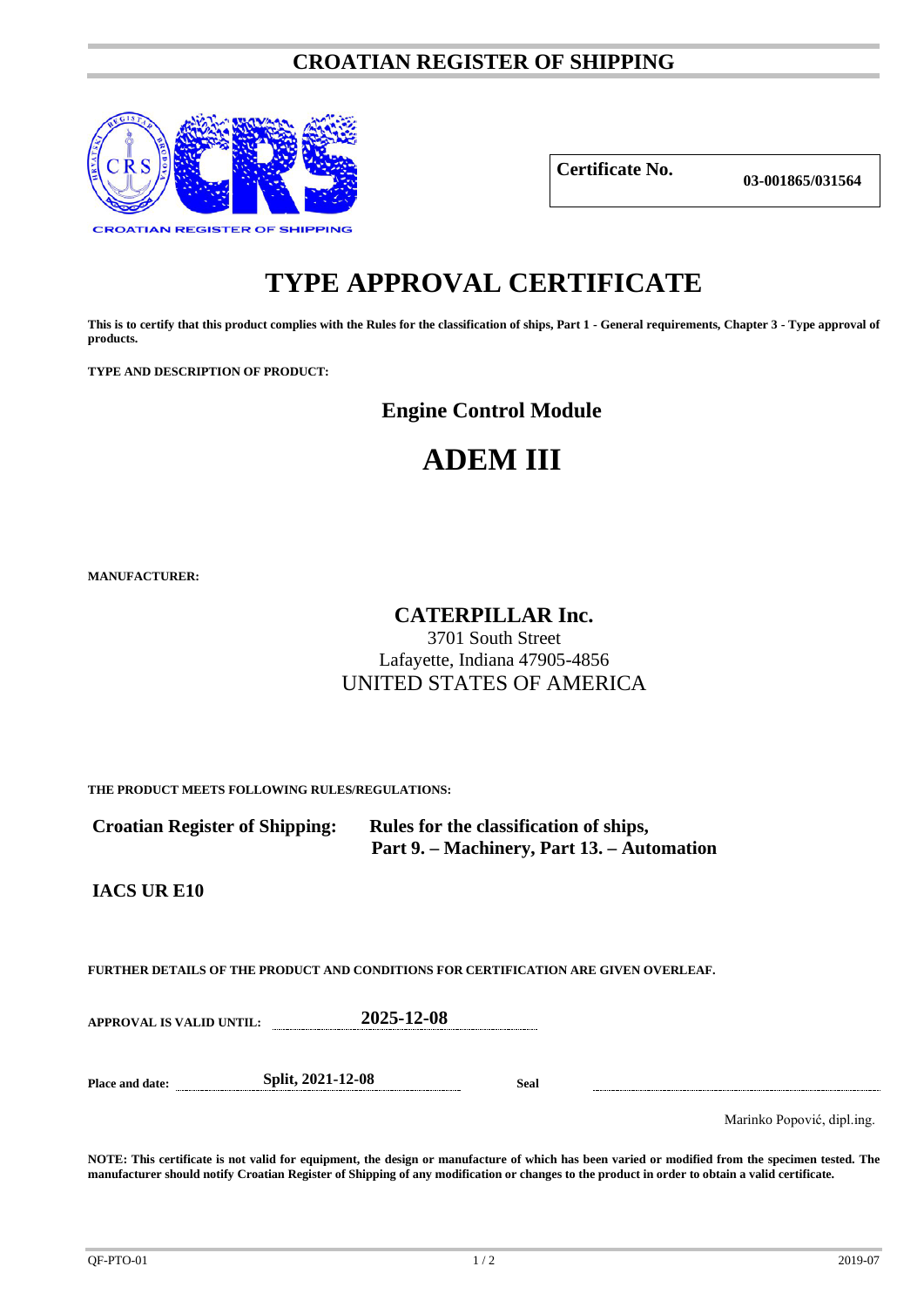# CROATIAN REGISTER OF SHIPPING

CROATIAN REGISTER OF SHIPPING

| **Certificate No.** | **03-001865/031564** |
|---|---|

# TYPE APPROVAL CERTIFICATE

**This is to certify that this product complies with the Rules for the classification of ships, Part 1 - General requirements, Chapter 3 - Type approval of products.**

**TYPE AND DESCRIPTION OF PRODUCT:**

## Engine Control Module

# ADEM III

**MANUFACTURER:**

## CATERPILLAR Inc.

3701 South Street
Lafayette, Indiana 47905-4856
UNITED STATES OF AMERICA

**THE PRODUCT MEETS FOLLOWING RULES/REGULATIONS:**

**Croatian Register of Shipping:** **Rules for the classification of ships, Part 9. – Machinery, Part 13. – Automation**

**IACS UR E10**

**FURTHER DETAILS OF THE PRODUCT AND CONDITIONS FOR CERTIFICATION ARE GIVEN OVERLEAF.**

**APPROVAL IS VALID UNTIL:** **2025-12-08**

**Place and date:** **Split, 2021-12-08** **Seal**

Marinko Popović, dipl.ing.

**NOTE: This certificate is not valid for equipment, the design or manufacture of which has been varied or modified from the specimen tested. The manufacturer should notify Croatian Register of Shipping of any modification or changes to the product in order to obtain a valid certificate.**

QF-PTO-01 2019-07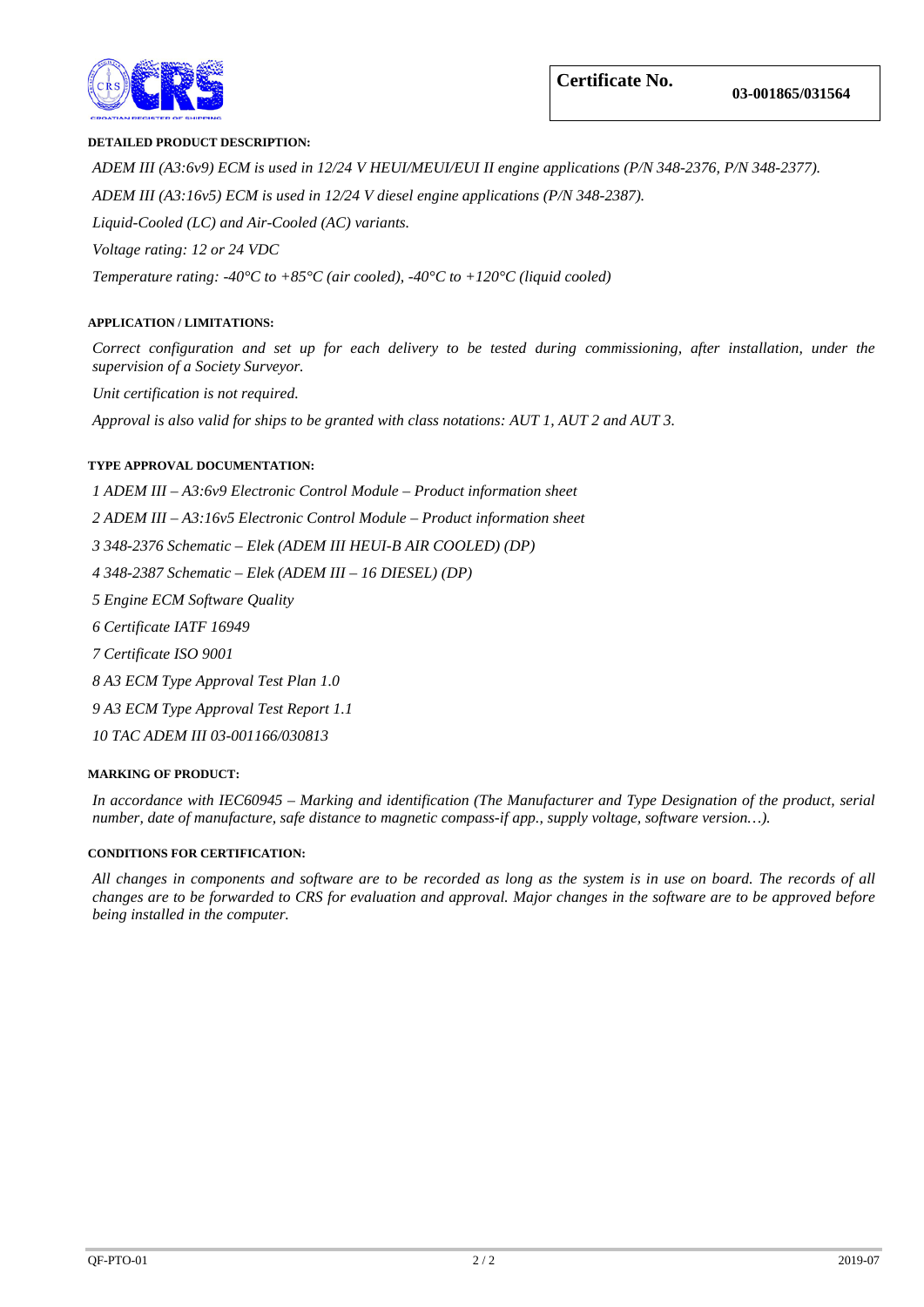**Certificate No.** 03-001865/031564

**DETAILED PRODUCT DESCRIPTION:**

*ADEM III (A3:6v9) ECM is used in 12/24 V HEUI/MEUI/EUI II engine applications (P/N 348-2376, P/N 348-2377).*

*ADEM III (A3:16v5) ECM is used in 12/24 V diesel engine applications (P/N 348-2387).*

*Liquid-Cooled (LC) and Air-Cooled (AC) variants.*

*Voltage rating: 12 or 24 VDC*

*Temperature rating: -40°C to +85°C (air cooled), -40°C to +120°C (liquid cooled)*

**APPLICATION / LIMITATIONS:**

*Correct configuration and set up for each delivery to be tested during commissioning, after installation, under the supervision of a Society Surveyor.*

*Unit certification is not required.*

*Approval is also valid for ships to be granted with class notations: AUT 1, AUT 2 and AUT 3.*

**TYPE APPROVAL DOCUMENTATION:**

*1 ADEM III – A3:6v9 Electronic Control Module – Product information sheet*

*2 ADEM III – A3:16v5 Electronic Control Module – Product information sheet*

*3 348-2376 Schematic – Elek (ADEM III HEUI-B AIR COOLED) (DP)*

*4 348-2387 Schematic – Elek (ADEM III – 16 DIESEL) (DP)*

*5 Engine ECM Software Quality*

*6 Certificate IATF 16949*

*7 Certificate ISO 9001*

*8 A3 ECM Type Approval Test Plan 1.0*

*9 A3 ECM Type Approval Test Report 1.1*

*10 TAC ADEM III 03-001166/030813*

**MARKING OF PRODUCT:**

*In accordance with IEC60945 – Marking and identification (The Manufacturer and Type Designation of the product, serial number, date of manufacture, safe distance to magnetic compass-if app., supply voltage, software version…).*

**CONDITIONS FOR CERTIFICATION:**

*All changes in components and software are to be recorded as long as the system is in use on board. The records of all changes are to be forwarded to CRS for evaluation and approval. Major changes in the software are to be approved before being installed in the computer.*